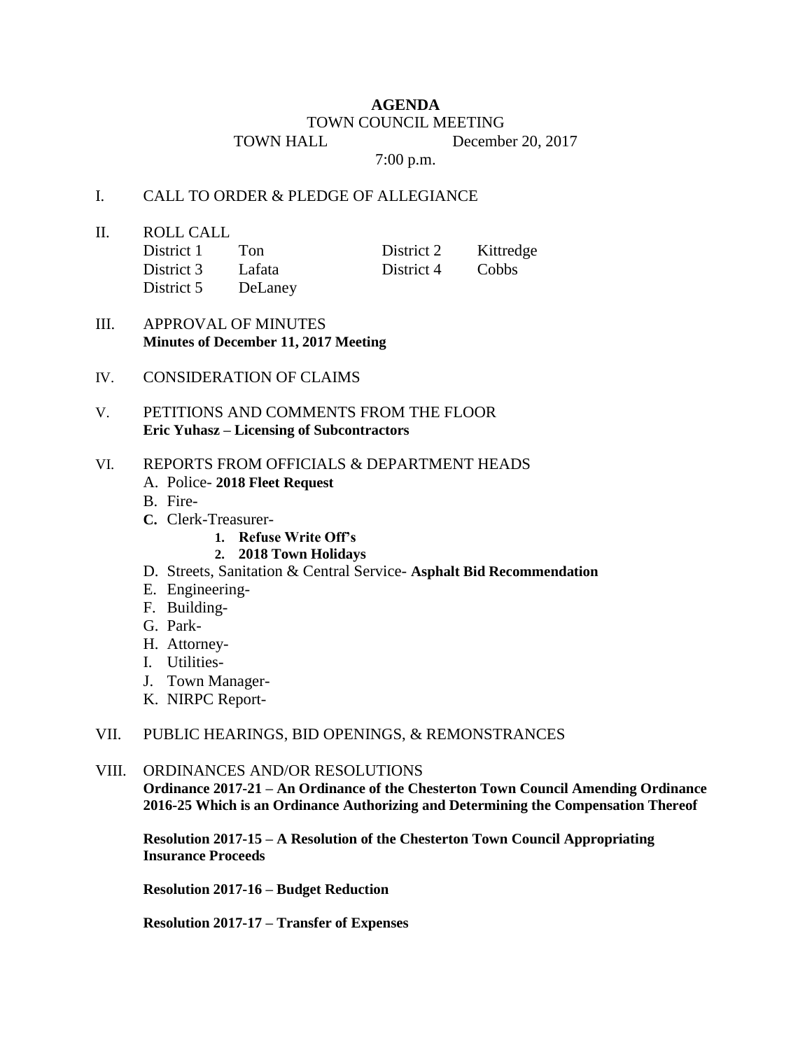# AGENDA

TOWN COUNCIL MEETING

TOWN HALL December 20, 2017

7:00 p.m.

I. CALL TO ORDER & PLEDGE OF ALLEGIANCE

II. ROLL CALL

| | | | |
|---|---|---|---|
| District 1 | Ton | District 2 | Kittredge |
| District 3 | Lafata | District 4 | Cobbs |
| District 5 | DeLaney | | |

III. APPROVAL OF MINUTES
**Minutes of December 11, 2017 Meeting**

IV. CONSIDERATION OF CLAIMS

V. PETITIONS AND COMMENTS FROM THE FLOOR
**Eric Yuhasz – Licensing of Subcontractors**

VI. REPORTS FROM OFFICIALS & DEPARTMENT HEADS

A. Police- **2018 Fleet Request**

B. Fire-

C. Clerk-Treasurer-

1. **Refuse Write Off's**
2. **2018 Town Holidays**

D. Streets, Sanitation & Central Service- **Asphalt Bid Recommendation**

E. Engineering-

F. Building-

G. Park-

H. Attorney-

I. Utilities-

J. Town Manager-

K. NIRPC Report-

VII. PUBLIC HEARINGS, BID OPENINGS, & REMONSTRANCES

VIII. ORDINANCES AND/OR RESOLUTIONS

**Ordinance 2017-21 – An Ordinance of the Chesterton Town Council Amending Ordinance 2016-25 Which is an Ordinance Authorizing and Determining the Compensation Thereof**

**Resolution 2017-15 – A Resolution of the Chesterton Town Council Appropriating Insurance Proceeds**

**Resolution 2017-16 – Budget Reduction**

**Resolution 2017-17 – Transfer of Expenses**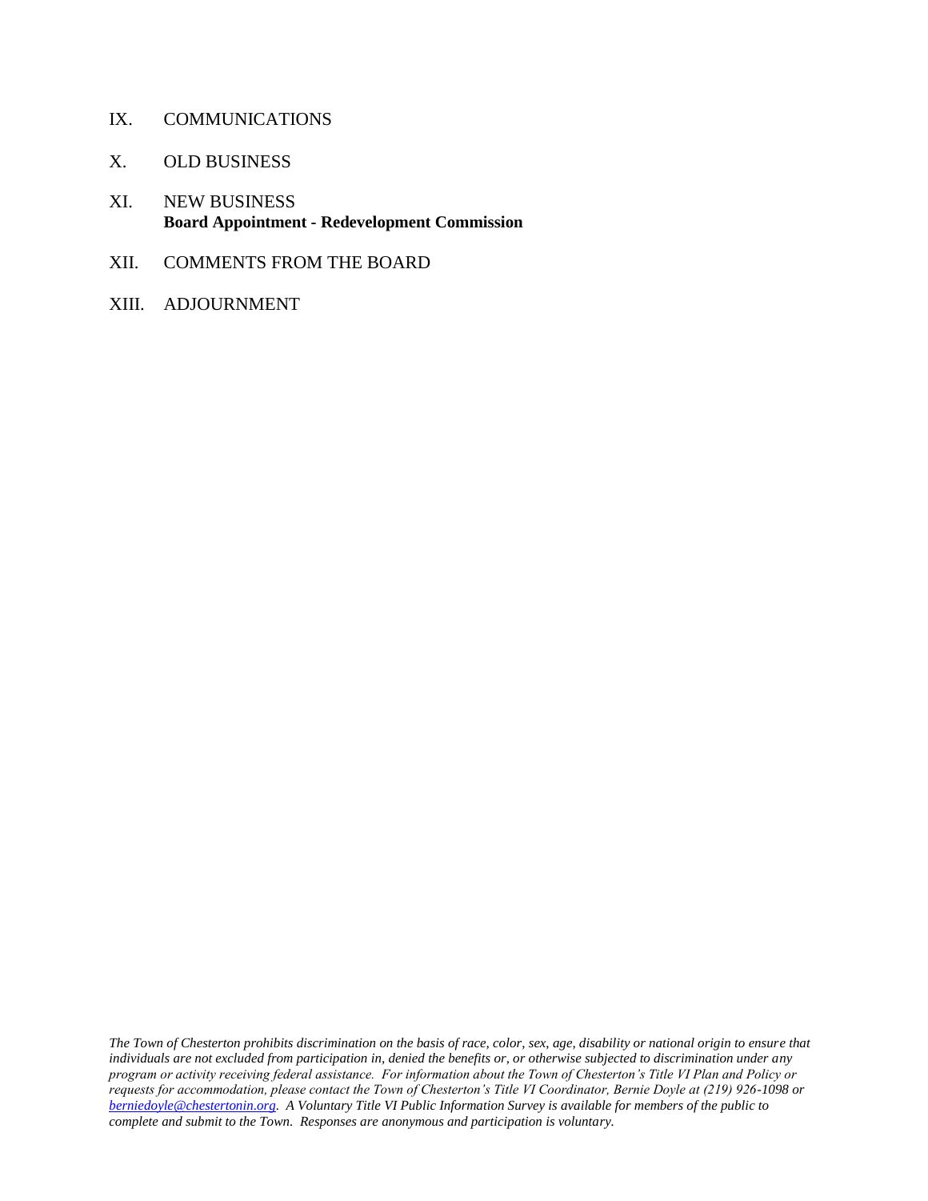IX. COMMUNICATIONS

X. OLD BUSINESS

XI. NEW BUSINESS
**Board Appointment - Redevelopment Commission**

XII. COMMENTS FROM THE BOARD

XIII. ADJOURNMENT

*The Town of Chesterton prohibits discrimination on the basis of race, color, sex, age, disability or national origin to ensure that individuals are not excluded from participation in, denied the benefits or, or otherwise subjected to discrimination under any program or activity receiving federal assistance. For information about the Town of Chesterton's Title VI Plan and Policy or requests for accommodation, please contact the Town of Chesterton's Title VI Coordinator, Bernie Doyle at (219) 926-1098 or berniedoyle@chestertonin.org. A Voluntary Title VI Public Information Survey is available for members of the public to complete and submit to the Town. Responses are anonymous and participation is voluntary.*